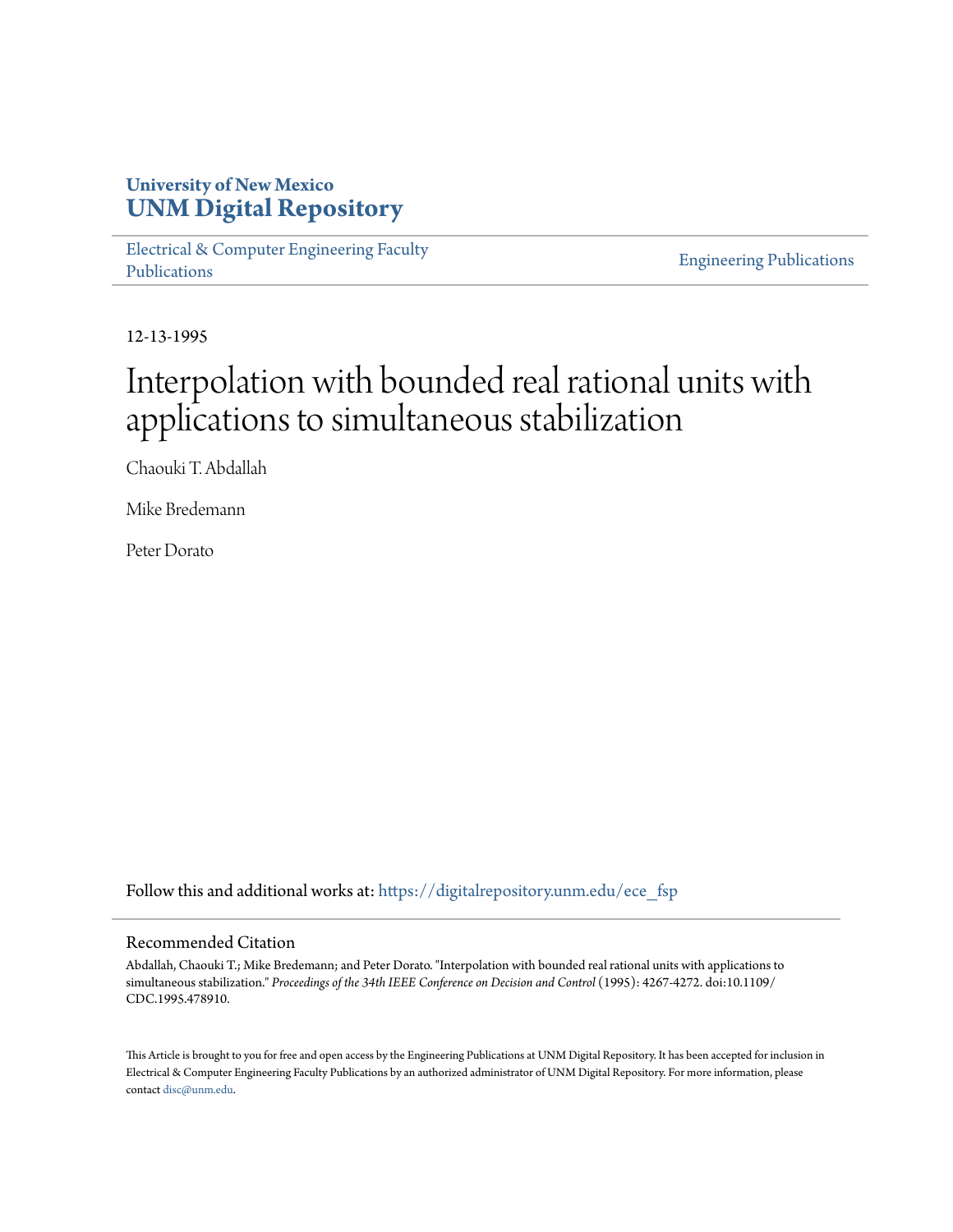University of New Mexico
**UNM Digital Repository**

Electrical & Computer Engineering Faculty Publications

Engineering Publications

12-13-1995

# Interpolation with bounded real rational units with applications to simultaneous stabilization

Chaouki T. Abdallah

Mike Bredemann

Peter Dorato

Follow this and additional works at: https://digitalrepository.unm.edu/ece_fsp

## Recommended Citation

Abdallah, Chaouki T.; Mike Bredemann; and Peter Dorato. "Interpolation with bounded real rational units with applications to simultaneous stabilization." *Proceedings of the 34th IEEE Conference on Decision and Control* (1995): 4267-4272. doi:10.1109/CDC.1995.478910.

This Article is brought to you for free and open access by the Engineering Publications at UNM Digital Repository. It has been accepted for inclusion in Electrical & Computer Engineering Faculty Publications by an authorized administrator of UNM Digital Repository. For more information, please contact disc@unm.edu.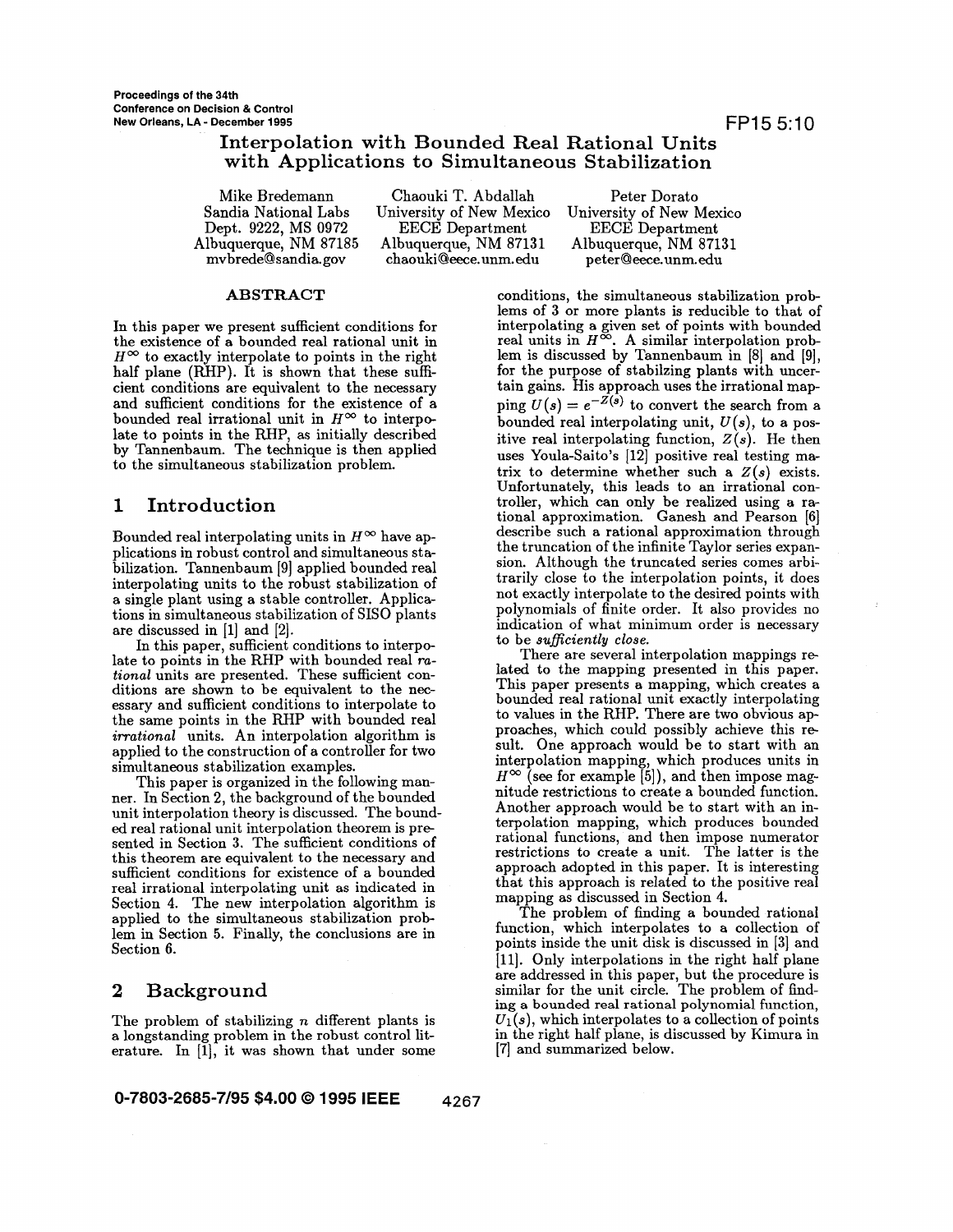Proceedings of the 34th
Conference on Decision & Control
New Orleans, LA - December 1995

# Interpolation with Bounded Real Rational Units with Applications to Simultaneous Stabilization

Mike Bredemann
Sandia National Labs
Dept. 9222, MS 0972
Albuquerque, NM 87185
mvbrede@sandia.gov

Chaouki T. Abdallah
University of New Mexico
EECE Department
Albuquerque, NM 87131
chaouki@eece.unm.edu

Peter Dorato
University of New Mexico
EECE Department
Albuquerque, NM 87131
peter@eece.unm.edu

## ABSTRACT

In this paper we present sufficient conditions for the existence of a bounded real rational unit in $H^\infty$ to exactly interpolate to points in the right half plane (RHP). It is shown that these sufficient conditions are equivalent to the necessary and sufficient conditions for the existence of a bounded real irrational unit in $H^\infty$ to interpolate to points in the RHP, as initially described by Tannenbaum. The technique is then applied to the simultaneous stabilization problem.

## 1 Introduction

Bounded real interpolating units in $H^\infty$ have applications in robust control and simultaneous stabilization. Tannenbaum [9] applied bounded real interpolating units to the robust stabilization of a single plant using a stable controller. Applications in simultaneous stabilization of SISO plants are discussed in [1] and [2].

In this paper, sufficient conditions to interpolate to points in the RHP with bounded real *rational* units are presented. These sufficient conditions are shown to be equivalent to the necessary and sufficient conditions to interpolate to the same points in the RHP with bounded real *irrational* units. An interpolation algorithm is applied to the construction of a controller for two simultaneous stabilization examples.

This paper is organized in the following manner. In Section 2, the background of the bounded unit interpolation theory is discussed. The bounded real rational unit interpolation theorem is presented in Section 3. The sufficient conditions of this theorem are equivalent to the necessary and sufficient conditions for existence of a bounded real irrational interpolating unit as indicated in Section 4. The new interpolation algorithm is applied to the simultaneous stabilization problem in Section 5. Finally, the conclusions are in Section 6.

## 2 Background

The problem of stabilizing $n$ different plants is a longstanding problem in the robust control literature. In [1], it was shown that under some conditions, the simultaneous stabilization problems of 3 or more plants is reducible to that of interpolating a given set of points with bounded real units in $H^\infty$. A similar interpolation problem is discussed by Tannenbaum in [8] and [9], for the purpose of stabilzing plants with uncertain gains. His approach uses the irrational mapping $U(s) = e^{-Z(s)}$ to convert the search from a bounded real interpolating unit, $U(s)$, to a positive real interpolating function, $Z(s)$. He then uses Youla-Saito's [12] positive real testing matrix to determine whether such a $Z(s)$ exists. Unfortunately, this leads to an irrational controller, which can only be realized using a rational approximation. Ganesh and Pearson [6] describe such a rational approximation through the truncation of the infinite Taylor series expansion. Although the truncated series comes arbitrarily close to the interpolation points, it does not exactly interpolate to the desired points with polynomials of finite order. It also provides no indication of what minimum order is necessary to be *sufficiently close*.

There are several interpolation mappings related to the mapping presented in this paper. This paper presents a mapping, which creates a bounded real rational unit exactly interpolating to values in the RHP. There are two obvious approaches, which could possibly achieve this result. One approach would be to start with an interpolation mapping, which produces units in $H^\infty$ (see for example [5]), and then impose magnitude restrictions to create a bounded function. Another approach would be to start with an interpolation mapping, which produces bounded rational functions, and then impose numerator restrictions to create a unit. The latter is the approach adopted in this paper. It is interesting that this approach is related to the positive real mapping as discussed in Section 4.

The problem of finding a bounded rational function, which interpolates to a collection of points inside the unit disk is discussed in [3] and [11]. Only interpolations in the right half plane are addressed in this paper, but the procedure is similar for the unit circle. The problem of finding a bounded real rational polynomial function, $U_1(s)$, which interpolates to a collection of points in the right half plane, is discussed by Kimura in [7] and summarized below.

0-7803-2685-7/95 $4.00 © 1995 IEEE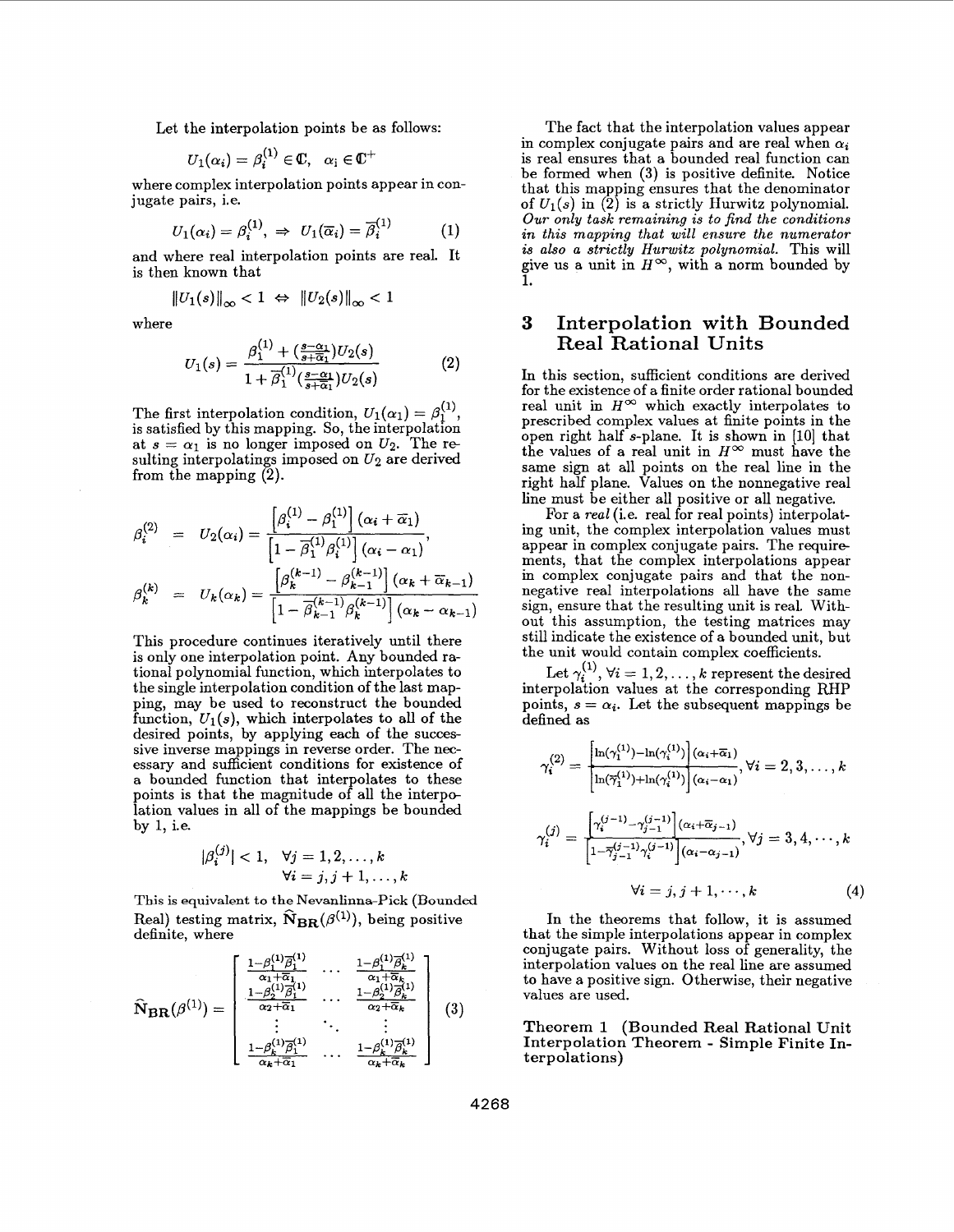Let the interpolation points be as follows:

$$U_1(\alpha_i) = \beta_i^{(1)} \in \mathbb{C}, \quad \alpha_i \in \mathbb{C}^+$$

where complex interpolation points appear in conjugate pairs, i.e.

$$U_1(\alpha_i) = \beta_i^{(1)}, \Rightarrow U_1(\overline{\alpha}_i) = \overline{\beta}_i^{(1)} \tag{1}$$

and where real interpolation points are real. It is then known that

$$\|U_1(s)\|_\infty < 1 \Leftrightarrow \|U_2(s)\|_\infty < 1$$

where

$$U_1(s) = \frac{\beta_1^{(1)} + (\frac{s-\alpha_1}{s+\overline{\alpha}_1})U_2(s)}{1 + \overline{\beta}_1^{(1)}(\frac{s-\alpha_1}{s+\overline{\alpha}_1})U_2(s)} \tag{2}$$

The first interpolation condition, $U_1(\alpha_1) = \beta_1^{(1)}$, is satisfied by this mapping. So, the interpolation at $s = \alpha_1$ is no longer imposed on $U_2$. The resulting interpolatings imposed on $U_2$ are derived from the mapping (2).

$$\beta_i^{(2)} = U_2(\alpha_i) = \frac{\left[\beta_i^{(1)} - \beta_1^{(1)}\right](\alpha_i + \overline{\alpha}_1)}{\left[1 - \overline{\beta}_1^{(1)}\beta_i^{(1)}\right](\alpha_i - \alpha_1)},$$

$$\beta_k^{(k)} = U_k(\alpha_k) = \frac{\left[\beta_k^{(k-1)} - \beta_{k-1}^{(k-1)}\right](\alpha_k + \overline{\alpha}_{k-1})}{\left[1 - \overline{\beta}_{k-1}^{(k-1)}\beta_k^{(k-1)}\right](\alpha_k - \alpha_{k-1})}$$

This procedure continues iteratively until there is only one interpolation point. Any bounded rational polynomial function, which interpolates to the single interpolation condition of the last mapping, may be used to reconstruct the bounded function, $U_1(s)$, which interpolates to all of the desired points, by applying each of the successive inverse mappings in reverse order. The necessary and sufficient conditions for existence of a bounded function that interpolates to these points is that the magnitude of all the interpolation values in all of the mappings be bounded by 1, i.e.

$$|\beta_i^{(j)}| < 1, \quad \forall j = 1, 2, \ldots, k$$
$$\forall i = j, j+1, \ldots, k$$

This is equivalent to the Nevanlinna-Pick (Bounded Real) testing matrix, $\widehat{\mathbf{N}}_{\mathbf{BR}}(\beta^{(1)})$, being positive definite, where

$$\widehat{\mathbf{N}}_{\mathbf{BR}}(\beta^{(1)}) = \begin{bmatrix} \frac{1-\beta_1^{(1)}\overline{\beta}_1^{(1)}}{\alpha_1+\overline{\alpha}_1} & \cdots & \frac{1-\beta_1^{(1)}\overline{\beta}_k^{(1)}}{\alpha_1+\overline{\alpha}_k} \\ \frac{1-\beta_2^{(1)}\overline{\beta}_1^{(1)}}{\alpha_2+\overline{\alpha}_1} & \cdots & \frac{1-\beta_2^{(1)}\overline{\beta}_k^{(1)}}{\alpha_2+\overline{\alpha}_k} \\ \vdots & \ddots & \vdots \\ \frac{1-\beta_k^{(1)}\overline{\beta}_1^{(1)}}{\alpha_k+\overline{\alpha}_1} & \cdots & \frac{1-\beta_k^{(1)}\overline{\beta}_k^{(1)}}{\alpha_k+\overline{\alpha}_k} \end{bmatrix} \tag{3}$$

The fact that the interpolation values appear in complex conjugate pairs and are real when $\alpha_i$ is real ensures that a bounded real function can be formed when (3) is positive definite. Notice that this mapping ensures that the denominator of $U_1(s)$ in (2) is a strictly Hurwitz polynomial. *Our only task remaining is to find the conditions in this mapping that will ensure the numerator is also a strictly Hurwitz polynomial.* This will give us a unit in $H^\infty$, with a norm bounded by 1.

## 3 Interpolation with Bounded Real Rational Units

In this section, sufficient conditions are derived for the existence of a finite order rational bounded real unit in $H^\infty$ which exactly interpolates to prescribed complex values at finite points in the open right half $s$-plane. It is shown in [10] that the values of a real unit in $H^\infty$ must have the same sign at all points on the real line in the right half plane. Values on the nonnegative real line must be either all positive or all negative.

For a *real* (i.e. real for real points) interpolating unit, the complex interpolation values must appear in complex conjugate pairs. The requirements, that the complex interpolations appear in complex conjugate pairs and that the nonnegative real interpolations all have the same sign, ensure that the resulting unit is real. Without this assumption, the testing matrices may still indicate the existence of a bounded unit, but the unit would contain complex coefficients.

Let $\gamma_i^{(1)}, \forall i = 1, 2, \ldots, k$ represent the desired interpolation values at the corresponding RHP points, $s = \alpha_i$. Let the subsequent mappings be defined as

$$\gamma_i^{(2)} = \frac{\left[\ln(\gamma_1^{(1)}) - \ln(\gamma_i^{(1)})\right](\alpha_i + \overline{\alpha}_1)}{\left[\ln(\overline{\gamma}_1^{(1)}) + \ln(\gamma_i^{(1)})\right](\alpha_i - \alpha_1)}, \forall i = 2, 3, \ldots, k$$

$$\gamma_i^{(j)} = \frac{\left[\gamma_i^{(j-1)} - \gamma_{j-1}^{(j-1)}\right](\alpha_i + \overline{\alpha}_{j-1})}{\left[1 - \overline{\gamma}_{j-1}^{(j-1)}\gamma_i^{(j-1)}\right](\alpha_i - \alpha_{j-1})}, \forall j = 3, 4, \cdots, k$$

$$\forall i = j, j+1, \cdots, k \tag{4}$$

In the theorems that follow, it is assumed that the simple interpolations appear in complex conjugate pairs. Without loss of generality, the interpolation values on the real line are assumed to have a positive sign. Otherwise, their negative values are used.

**Theorem 1 (Bounded Real Rational Unit Interpolation Theorem - Simple Finite Interpolations)**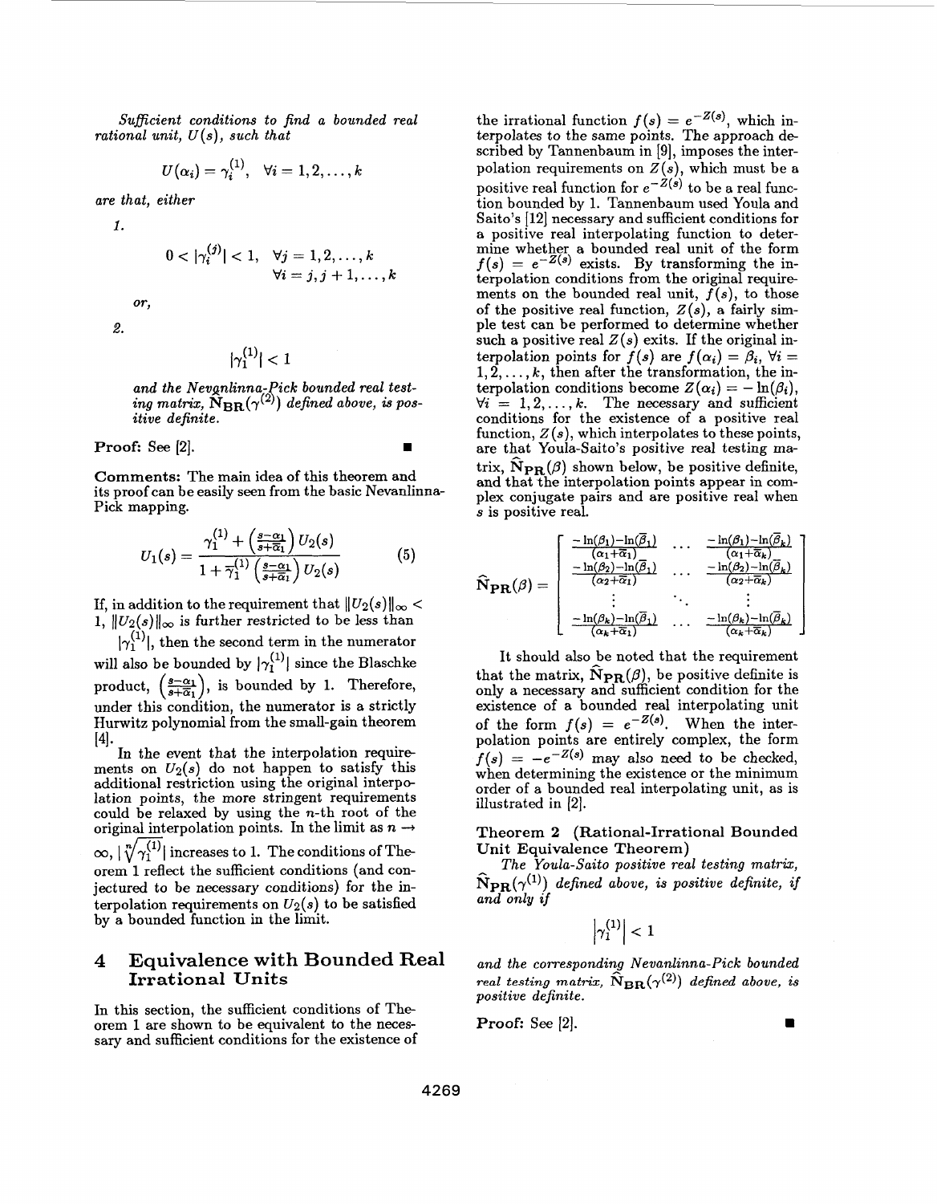*Sufficient conditions to find a bounded real rational unit, $U(s)$, such that*

$$U(\alpha_i) = \gamma_i^{(1)}, \quad \forall i = 1, 2, \ldots, k$$

*are that, either*

*1.*

$$0 < |\gamma_i^{(j)}| < 1, \quad \forall j = 1, 2, \ldots, k \quad \forall i = j, j+1, \ldots, k$$

*or,*

*2.*

$$|\gamma_1^{(1)}| < 1$$

*and the Nevanlinna-Pick bounded real testing matrix, $\widehat{\mathbf{N}}_{\mathbf{BR}}(\gamma^{(2)})$ defined above, is positive definite.*

**Proof:** See [2]. ∎

**Comments:** The main idea of this theorem and its proof can be easily seen from the basic Nevanlinna-Pick mapping.

$$U_1(s) = \frac{\gamma_1^{(1)} + \left(\frac{s-\alpha_1}{s+\overline{\alpha}_1}\right) U_2(s)}{1 + \overline{\gamma}_1^{(1)} \left(\frac{s-\alpha_1}{s+\overline{\alpha}_1}\right) U_2(s)} \tag{5}$$

If, in addition to the requirement that $\|U_2(s)\|_\infty < 1$, $\|U_2(s)\|_\infty$ is further restricted to be less than $|\gamma_1^{(1)}|$, then the second term in the numerator will also be bounded by $|\gamma_1^{(1)}|$ since the Blaschke product, $\left(\frac{s-\alpha_1}{s+\overline{\alpha}_1}\right)$, is bounded by 1. Therefore, under this condition, the numerator is a strictly Hurwitz polynomial from the small-gain theorem [4].

In the event that the interpolation requirements on $U_2(s)$ do not happen to satisfy this additional restriction using the original interpolation points, the more stringent requirements could be relaxed by using the $n$-th root of the original interpolation points. In the limit as $n \to \infty$, $|\sqrt[n]{\gamma_1^{(1)}}|$ increases to 1. The conditions of Theorem 1 reflect the sufficient conditions (and conjectured to be necessary conditions) for the interpolation requirements on $U_2(s)$ to be satisfied by a bounded function in the limit.

## 4 Equivalence with Bounded Real Irrational Units

In this section, the sufficient conditions of Theorem 1 are shown to be equivalent to the necessary and sufficient conditions for the existence of the irrational function $f(s) = e^{-Z(s)}$, which interpolates to the same points. The approach described by Tannenbaum in [9], imposes the interpolation requirements on $Z(s)$, which must be a positive real function for $e^{-Z(s)}$ to be a real function bounded by 1. Tannenbaum used Youla and Saito's [12] necessary and sufficient conditions for a positive real interpolating function to determine whether a bounded real unit of the form $f(s) = e^{-Z(s)}$ exists. By transforming the interpolation conditions from the original requirements on the bounded real unit, $f(s)$, to those of the positive real function, $Z(s)$, a fairly simple test can be performed to determine whether such a positive real $Z(s)$ exits. If the original interpolation points for $f(s)$ are $f(\alpha_i) = \beta_i$, $\forall i = 1, 2, \ldots, k$, then after the transformation, the interpolation conditions become $Z(\alpha_i) = -\ln(\beta_i)$, $\forall i = 1, 2, \ldots, k$. The necessary and sufficient conditions for the existence of a positive real function, $Z(s)$, which interpolates to these points, are that Youla-Saito's positive real testing matrix, $\widehat{\mathbf{N}}_{\mathbf{PR}}(\beta)$ shown below, be positive definite, and that the interpolation points appear in complex conjugate pairs and are positive real when $s$ is positive real.

$$\widehat{\mathbf{N}}_{\mathbf{PR}}(\beta) = \begin{bmatrix} \frac{-\ln(\beta_1) - \ln(\overline{\beta}_1)}{(\alpha_1 + \overline{\alpha}_1)} & \cdots & \frac{-\ln(\beta_1) - \ln(\overline{\beta}_k)}{(\alpha_1 + \overline{\alpha}_k)} \\ \frac{-\ln(\beta_2) - \ln(\overline{\beta}_1)}{(\alpha_2 + \overline{\alpha}_1)} & \cdots & \frac{-\ln(\beta_2) - \ln(\overline{\beta}_k)}{(\alpha_2 + \overline{\alpha}_k)} \\ \vdots & \ddots & \vdots \\ \frac{-\ln(\beta_k) - \ln(\overline{\beta}_1)}{(\alpha_k + \overline{\alpha}_1)} & \cdots & \frac{-\ln(\beta_k) - \ln(\overline{\beta}_k)}{(\alpha_k + \overline{\alpha}_k)} \end{bmatrix}$$

It should also be noted that the requirement that the matrix, $\widehat{\mathbf{N}}_{\mathbf{PR}}(\beta)$, be positive definite is only a necessary and sufficient condition for the existence of a bounded real interpolating unit of the form $f(s) = e^{-Z(s)}$. When the interpolation points are entirely complex, the form $f(s) = -e^{-Z(s)}$ may also need to be checked, when determining the existence or the minimum order of a bounded real interpolating unit, as is illustrated in [2].

**Theorem 2 (Rational-Irrational Bounded Unit Equivalence Theorem)**

*The Youla-Saito positive real testing matrix, $\widehat{\mathbf{N}}_{\mathbf{PR}}(\gamma^{(1)})$ defined above, is positive definite, if and only if*

$$\left|\gamma_1^{(1)}\right| < 1$$

*and the corresponding Nevanlinna-Pick bounded real testing matrix, $\widehat{\mathbf{N}}_{\mathbf{BR}}(\gamma^{(2)})$ defined above, is positive definite.*

**Proof:** See [2]. ∎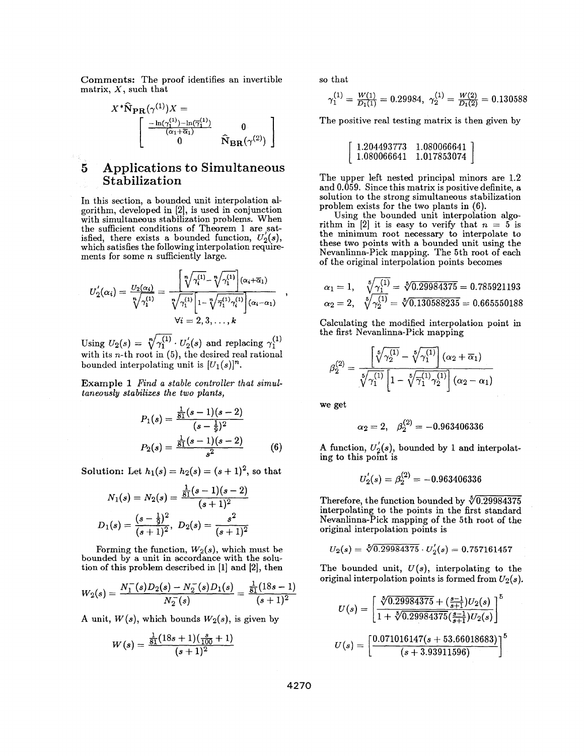**Comments:** The proof identifies an invertible matrix, $X$, such that

$$X^*\hat{\mathbf{N}}_{\mathbf{PR}}(\gamma^{(1)})X = \begin{bmatrix} \frac{-\ln(\gamma_1^{(1)})-\ln(\overline{\gamma_1^{(1)}})}{(\alpha_1+\overline{\alpha}_1)} & 0 \\ 0 & \hat{\mathbf{N}}_{\mathbf{BR}}(\gamma^{(2)}) \end{bmatrix}$$

## 5 Applications to Simultaneous Stabilization

In this section, a bounded unit interpolation algorithm, developed in [2], is used in conjunction with simultaneous stabilization problems. When the sufficient conditions of Theorem 1 are satisfied, there exists a bounded function, $U_2'(s)$, which satisfies the following interpolation requirements for some $n$ sufficiently large.

$$U_2'(\alpha_i) = \frac{U_2(\alpha_i)}{\sqrt[n]{\gamma_1^{(1)}}} = \frac{\left[\sqrt[n]{\gamma_i^{(1)}} - \sqrt[n]{\gamma_1^{(1)}}\right](\alpha_i+\overline{\alpha}_1)}{\sqrt[n]{\gamma_1^{(1)}}\left[1-\sqrt[n]{\overline{\gamma_1^{(1)}}\gamma_i^{(1)}}\right](\alpha_i-\alpha_1)},$$
$$\forall i = 2, 3, \ldots, k$$

Using $U_2(s) = \sqrt[n]{\gamma_1^{(1)}} \cdot U_2'(s)$ and replacing $\gamma_1^{(1)}$ with its $n$-th root in (5), the desired real rational bounded interpolating unit is $[U_1(s)]^n$.

**Example 1** *Find a stable controller that simultaneously stabilizes the two plants,*

$$P_1(s) = \frac{\frac{1}{81}(s-1)(s-2)}{(s-\frac{1}{9})^2}$$
$$P_2(s) = \frac{\frac{1}{81}(s-1)(s-2)}{s^2} \qquad (6)$$

**Solution:** Let $h_1(s) = h_2(s) = (s+1)^2$, so that

$$N_1(s) = N_2(s) = \frac{\frac{1}{81}(s-1)(s-2)}{(s+1)^2}$$
$$D_1(s) = \frac{(s-\frac{1}{9})^2}{(s+1)^2}, \; D_2(s) = \frac{s^2}{(s+1)^2}$$

Forming the function, $W_2(s)$, which must be bounded by a unit in accordance with the solution of this problem described in [1] and [2], then

$$W_2(s) = \frac{N_1^-(s)D_2(s) - N_2^-(s)D_1(s)}{N_2^-(s)} = \frac{\frac{1}{81}(18s-1)}{(s+1)^2}$$

A unit, $W(s)$, which bounds $W_2(s)$, is given by

$$W(s) = \frac{\frac{1}{81}(18s+1)(\frac{s}{100}+1)}{(s+1)^2}$$

so that

$$\gamma_1^{(1)} = \frac{W(1)}{D_1(1)} = 0.29984, \; \gamma_2^{(1)} = \frac{W(2)}{D_1(2)} = 0.130588$$

The positive real testing matrix is then given by

$$\begin{bmatrix} 1.204493773 & 1.080066641 \\ 1.080066641 & 1.017853074 \end{bmatrix}$$

The upper left nested principal minors are 1.2 and 0.059. Since this matrix is positive definite, a solution to the strong simultaneous stabilization problem exists for the two plants in (6).

Using the bounded unit interpolation algorithm in [2] it is easy to verify that $n = 5$ is the minimum root necessary to interpolate to these two points with a bounded unit using the Nevanlinna-Pick mapping. The 5th root of each of the original interpolation points becomes

$$\alpha_1 = 1, \quad \sqrt[5]{\gamma_1^{(1)}} = \sqrt[5]{0.29984375} = 0.785921193$$
$$\alpha_2 = 2, \quad \sqrt[5]{\gamma_2^{(1)}} = \sqrt[5]{0.130588235} = 0.665550188$$

Calculating the modified interpolation point in the first Nevanlinna-Pick mapping

$$\beta_2^{(2)} = \frac{\left[\sqrt[5]{\gamma_2^{(1)}} - \sqrt[5]{\gamma_1^{(1)}}\right](\alpha_2+\overline{\alpha}_1)}{\sqrt[5]{\gamma_1^{(1)}}\left[1-\sqrt[5]{\overline{\gamma_1^{(1)}}\gamma_2^{(1)}}\right](\alpha_2-\alpha_1)}$$

we get

$$\alpha_2 = 2, \quad \beta_2^{(2)} = -0.963406336$$

A function, $U_2'(s)$, bounded by 1 and interpolating to this point is

$$U_2'(s) = \beta_2^{(2)} = -0.963406336$$

Therefore, the function bounded by $\sqrt[5]{0.29984375}$ interpolating to the points in the first standard Nevanlinna-Pick mapping of the 5th root of the original interpolation points is

$$U_2(s) = \sqrt[5]{0.29984375} \cdot U_2'(s) = 0.757161457$$

The bounded unit, $U(s)$, interpolating to the original interpolation points is formed from $U_2(s)$.

$$U(s) = \left[\frac{\sqrt[5]{0.29984375} + (\frac{s-1}{s+1})U_2(s)}{1 + \sqrt[5]{0.29984375}(\frac{s-1}{s+1})U_2(s)}\right]^5$$

$$U(s) = \left[\frac{0.071016147(s+53.66018683)}{(s+3.93911596)}\right]^5$$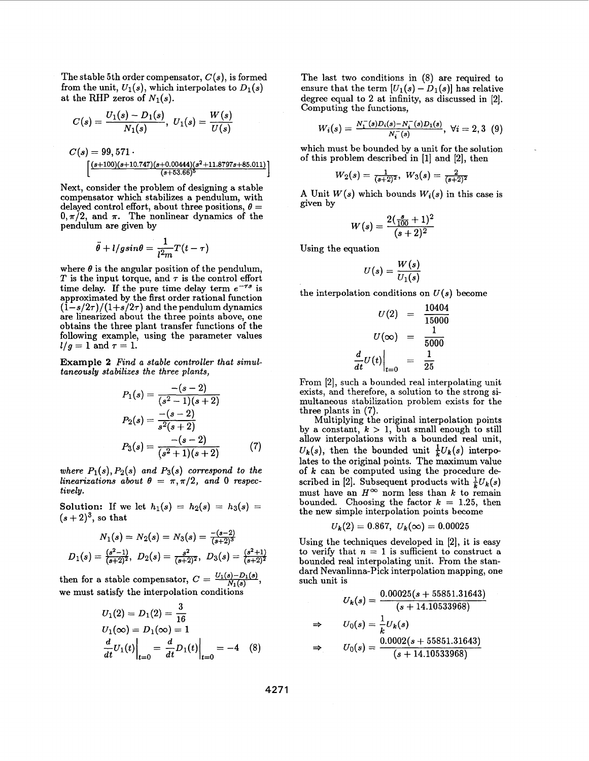The stable 5th order compensator, $C(s)$, is formed from the unit, $U_1(s)$, which interpolates to $D_1(s)$ at the RHP zeros of $N_1(s)$.

$$C(s) = \frac{U_1(s) - D_1(s)}{N_1(s)}, \; U_1(s) = \frac{W(s)}{U(s)}$$

$$C(s) = 99,571 \cdot \left[\frac{(s+100)(s+10.747)(s+0.00444)(s^2+11.8797s+85.011)}{(s+53.66)^5}\right]$$

Next, consider the problem of designing a stable compensator which stabilizes a pendulum, with delayed control effort, about three positions, $\theta = 0, \pi/2$, and $\pi$. The nonlinear dynamics of the pendulum are given by

$$\ddot{\theta} + l/g \sin\theta = \frac{1}{l^2 m} T(t-\tau)$$

where $\theta$ is the angular position of the pendulum, $T$ is the input torque, and $\tau$ is the control effort time delay. If the pure time delay term $e^{-\tau s}$ is approximated by the first order rational function $(1-s/2\tau)/(1+s/2\tau)$ and the pendulum dynamics are linearized about the three points above, one obtains the three plant transfer functions of the following example, using the parameter values $l/g = 1$ and $\tau = 1$.

**Example 2** *Find a stable controller that simultaneously stabilizes the three plants,*

$$P_1(s) = \frac{-(s-2)}{(s^2-1)(s+2)}$$

$$P_2(s) = \frac{-(s-2)}{s^2(s+2)}$$

$$P_3(s) = \frac{-(s-2)}{(s^2+1)(s+2)} \quad (7)$$

*where $P_1(s), P_2(s)$ and $P_3(s)$ correspond to the linearizations about $\theta = \pi, \pi/2$, and $0$ respectively.*

**Solution:** If we let $h_1(s) = h_2(s) = h_3(s) = (s+2)^3$, so that

$$N_1(s) = N_2(s) = N_3(s) = \frac{-(s-2)}{(s+2)^3}$$

$$D_1(s) = \frac{(s^2-1)}{(s+2)^2}, \; D_2(s) = \frac{s^2}{(s+2)^2}, \; D_3(s) = \frac{(s^2+1)}{(s+2)^2}$$

then for a stable compensator, $C = \frac{U_1(s) - D_1(s)}{N_1(s)}$, we must satisfy the interpolation conditions

$$U_1(2) = D_1(2) = \frac{3}{16}$$
$$U_1(\infty) = D_1(\infty) = 1$$
$$\left.\frac{d}{dt}U_1(t)\right|_{t=0} = \left.\frac{d}{dt}D_1(t)\right|_{t=0} = -4 \quad (8)$$

The last two conditions in (8) are required to ensure that the term $[U_1(s) - D_1(s)]$ has relative degree equal to 2 at infinity, as discussed in [2]. Computing the functions,

$$W_i(s) = \frac{N_1^-(s)D_i(s) - N_i^-(s)D_1(s)}{N_i^-(s)}, \; \forall i = 2, 3 \quad (9)$$

which must be bounded by a unit for the solution of this problem described in [1] and [2], then

$$W_2(s) = \frac{1}{(s+2)^2}, \; W_3(s) = \frac{2}{(s+2)^2}$$

A Unit $W(s)$ which bounds $W_i(s)$ in this case is given by

$$W(s) = \frac{2(\frac{s}{100}+1)^2}{(s+2)^2}$$

Using the equation

$$U(s) = \frac{W(s)}{U_1(s)}$$

the interpolation conditions on $U(s)$ become

$$U(2) = \frac{10404}{15000}$$
$$U(\infty) = \frac{1}{5000}$$
$$\left.\frac{d}{dt}U(t)\right|_{t=0} = \frac{1}{25}$$

From [2], such a bounded real interpolating unit exists, and therefore, a solution to the strong simultaneous stabilization problem exists for the three plants in (7).

Multiplying the original interpolation points by a constant, $k > 1$, but small enough to still allow interpolations with a bounded real unit, $U_k(s)$, then the bounded unit $\frac{1}{k}U_k(s)$ interpolates to the original points. The maximum value of $k$ can be computed using the procedure described in [2]. Subsequent products with $\frac{1}{k}U_k(s)$ must have an $H^\infty$ norm less than $k$ to remain bounded. Choosing the factor $k = 1.25$, then the new simple interpolation points become

$$U_k(2) = 0.867, \; U_k(\infty) = 0.00025$$

Using the techniques developed in [2], it is easy to verify that $n = 1$ is sufficient to construct a bounded real interpolating unit. From the standard Nevanlinna-Pick interpolation mapping, one such unit is

$$U_k(s) = \frac{0.00025(s + 55851.31643)}{(s + 14.10533968)}$$

$$\Rightarrow \quad U_0(s) = \frac{1}{k}U_k(s)$$

$$\Rightarrow \quad U_0(s) = \frac{0.0002(s + 55851.31643)}{(s + 14.10533968)}$$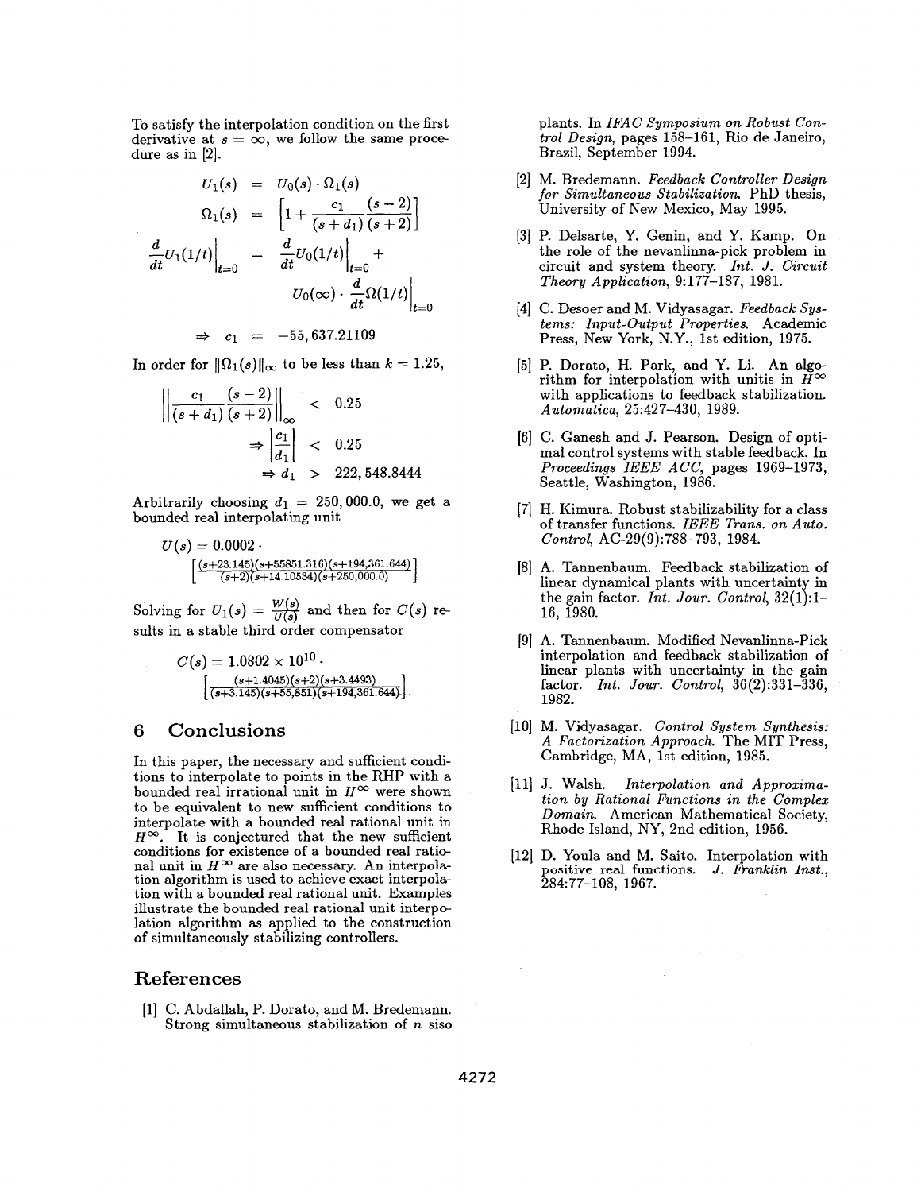To satisfy the interpolation condition on the first derivative at $s = \infty$, we follow the same procedure as in [2].

$$
\begin{aligned}
U_1(s) &= U_0(s) \cdot \Omega_1(s) \\
\Omega_1(s) &= \left[1 + \frac{c_1}{(s+d_1)} \frac{(s-2)}{(s+2)}\right] \\
\frac{d}{dt} U_1(1/t)\Big|_{t=0} &= \frac{d}{dt} U_0(1/t)\Big|_{t=0} + \\
&\quad U_0(\infty) \cdot \frac{d}{dt} \Omega(1/t)\Big|_{t=0} \\
\Rightarrow \; c_1 &= -55{,}637.21109
\end{aligned}
$$

In order for $\|\Omega_1(s)\|_\infty$ to be less than $k = 1.25$,

$$
\begin{aligned}
\left\| \frac{c_1}{(s+d_1)} \frac{(s-2)}{(s+2)} \right\|_\infty &< 0.25 \\
\Rightarrow \left| \frac{c_1}{d_1} \right| &< 0.25 \\
\Rightarrow d_1 &> 222{,}548.8444
\end{aligned}
$$

Arbitrarily choosing $d_1 = 250{,}000.0$, we get a bounded real interpolating unit

$$
U(s) = 0.0002 \cdot \left[ \frac{(s+23.145)(s+55851.316)(s+194{,}361.644)}{(s+2)(s+14.10534)(s+250{,}000.0)} \right]
$$

Solving for $U_1(s) = \frac{W(s)}{U(s)}$ and then for $C(s)$ results in a stable third order compensator

$$
C(s) = 1.0802 \times 10^{10} \cdot \left[ \frac{(s+1.4045)(s+2)(s+3.4493)}{(s+3.145)(s+55{,}851)(s+194{,}361.644)} \right]
$$

## 6 Conclusions

In this paper, the necessary and sufficient conditions to interpolate to points in the RHP with a bounded real irrational unit in $H^\infty$ were shown to be equivalent to new sufficient conditions to interpolate with a bounded real rational unit in $H^\infty$. It is conjectured that the new sufficient conditions for existence of a bounded real rational unit in $H^\infty$ are also necessary. An interpolation algorithm is used to achieve exact interpolation with a bounded real rational unit. Examples illustrate the bounded real rational unit interpolation algorithm as applied to the construction of simultaneously stabilizing controllers.

## References

[1] C. Abdallah, P. Dorato, and M. Bredemann. Strong simultaneous stabilization of $n$ siso plants. In *IFAC Symposium on Robust Control Design*, pages 158–161, Rio de Janeiro, Brazil, September 1994.

[2] M. Bredemann. *Feedback Controller Design for Simultaneous Stabilization.* PhD thesis, University of New Mexico, May 1995.

[3] P. Delsarte, Y. Genin, and Y. Kamp. On the role of the nevanlinna-pick problem in circuit and system theory. *Int. J. Circuit Theory Application*, 9:177–187, 1981.

[4] C. Desoer and M. Vidyasagar. *Feedback Systems: Input-Output Properties.* Academic Press, New York, N.Y., 1st edition, 1975.

[5] P. Dorato, H. Park, and Y. Li. An algorithm for interpolation with units in $H^\infty$ with applications to feedback stabilization. *Automatica*, 25:427–430, 1989.

[6] C. Ganesh and J. Pearson. Design of optimal control systems with stable feedback. In *Proceedings IEEE ACC*, pages 1969–1973, Seattle, Washington, 1986.

[7] H. Kimura. Robust stabilizability for a class of transfer functions. *IEEE Trans. on Auto. Control*, AC-29(9):788–793, 1984.

[8] A. Tannenbaum. Feedback stabilization of linear dynamical plants with uncertainty in the gain factor. *Int. Jour. Control*, 32(1):1–16, 1980.

[9] A. Tannenbaum. Modified Nevanlinna-Pick interpolation and feedback stabilization of linear plants with uncertainty in the gain factor. *Int. Jour. Control*, 36(2):331–336, 1982.

[10] M. Vidyasagar. *Control System Synthesis: A Factorization Approach.* The MIT Press, Cambridge, MA, 1st edition, 1985.

[11] J. Walsh. *Interpolation and Approximation by Rational Functions in the Complex Domain.* American Mathematical Society, Rhode Island, NY, 2nd edition, 1956.

[12] D. Youla and M. Saito. Interpolation with positive real functions. *J. Franklin Inst.*, 284:77–108, 1967.